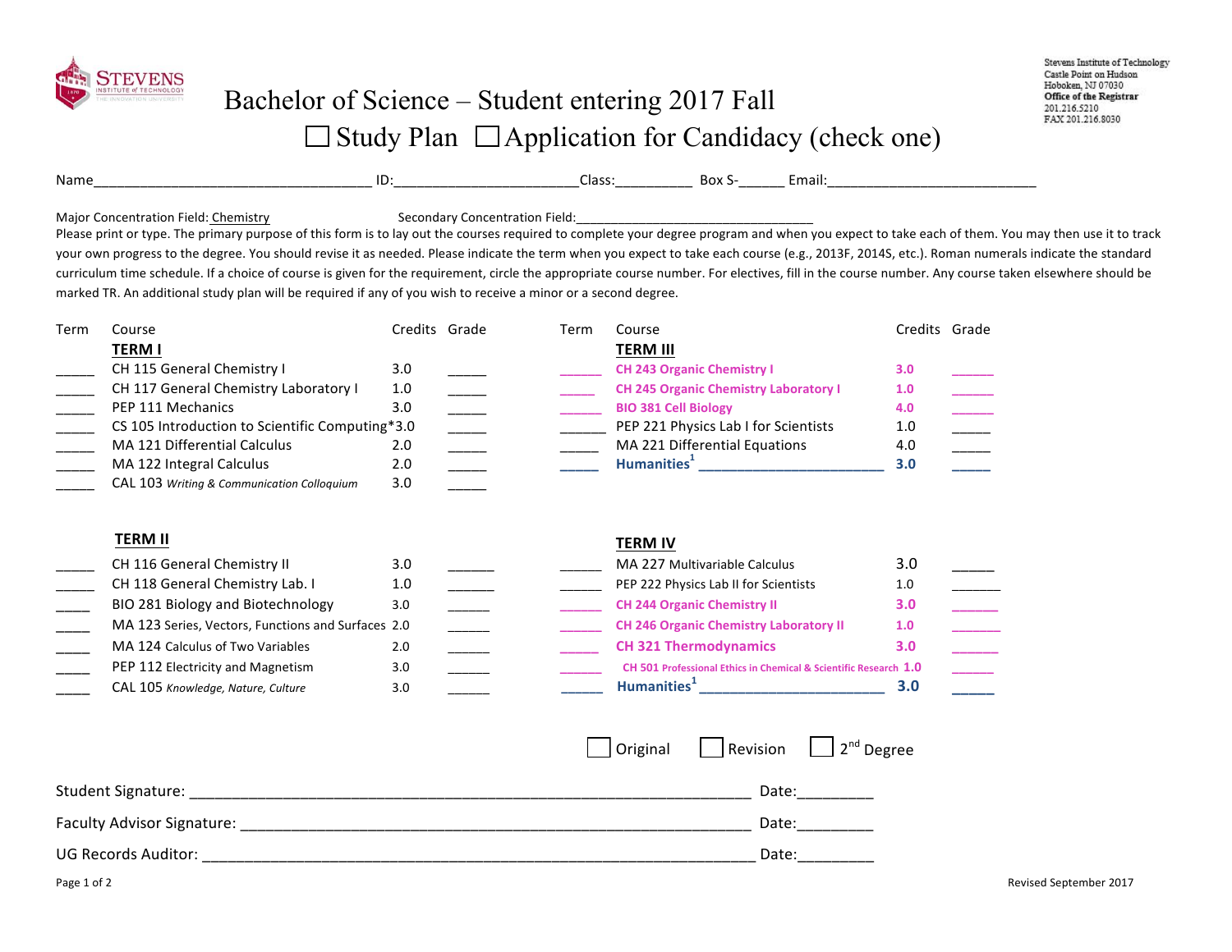Stevens Institute of Technology
Castle Point on Hudson
Hoboken, NJ 07030
**Office of the Registrar**
201.216.5210
FAX 201.216.8030

# Bachelor of Science – Student entering 2017 Fall

☐ Study Plan ☐ Application for Candidacy (check one)

Name____________________________________ ID:________________________Class:__________ Box S-______ Email:___________________________

Major Concentration Field: Chemistry Secondary Concentration Field:_________________________________

Please print or type. The primary purpose of this form is to lay out the courses required to complete your degree program and when you expect to take each of them. You may then use it to track your own progress to the degree. You should revise it as needed. Please indicate the term when you expect to take each course (e.g., 2013F, 2014S, etc.). Roman numerals indicate the standard curriculum time schedule. If a choice of course is given for the requirement, circle the appropriate course number. For electives, fill in the course number. Any course taken elsewhere should be marked TR. An additional study plan will be required if any of you wish to receive a minor or a second degree.

| Term | Course | Credits | Grade |
|---|---|---|---|
| | **TERM I** | | |
| _____ | CH 115 General Chemistry I | 3.0 | _____ |
| _____ | CH 117 General Chemistry Laboratory I | 1.0 | _____ |
| _____ | PEP 111 Mechanics | 3.0 | _____ |
| _____ | CS 105 Introduction to Scientific Computing* | 3.0 | _____ |
| _____ | MA 121 Differential Calculus | 2.0 | _____ |
| _____ | MA 122 Integral Calculus | 2.0 | _____ |
| _____ | CAL 103 *Writing & Communication Colloquium* | 3.0 | _____ |
| | **TERM II** | | |
| _____ | CH 116 General Chemistry II | 3.0 | _____ |
| _____ | CH 118 General Chemistry Lab. I | 1.0 | _____ |
| _____ | BIO 281 Biology and Biotechnology | 3.0 | _____ |
| _____ | MA 123 Series, Vectors, Functions and Surfaces | 2.0 | _____ |
| _____ | MA 124 Calculus of Two Variables | 2.0 | _____ |
| _____ | PEP 112 Electricity and Magnetism | 3.0 | _____ |
| _____ | CAL 105 *Knowledge, Nature, Culture* | 3.0 | _____ |

| Term | Course | Credits | Grade |
|---|---|---|---|
| | **TERM III** | | |
| _____ | **CH 243 Organic Chemistry I** | **3.0** | _____ |
| _____ | **CH 245 Organic Chemistry Laboratory I** | **1.0** | _____ |
| _____ | **BIO 381 Cell Biology** | **4.0** | _____ |
| _____ | PEP 221 Physics Lab I for Scientists | 1.0 | _____ |
| _____ | MA 221 Differential Equations | 4.0 | _____ |
| _____ | **Humanities[1]** ________________________ | **3.0** | _____ |
| | **TERM IV** | | |
| _____ | MA 227 Multivariable Calculus | 3.0 | _____ |
| _____ | PEP 222 Physics Lab II for Scientists | 1.0 | _____ |
| _____ | **CH 244 Organic Chemistry II** | **3.0** | _____ |
| _____ | **CH 246 Organic Chemistry Laboratory II** | **1.0** | _____ |
| _____ | **CH 321 Thermodynamics** | **3.0** | _____ |
| _____ | **CH 501 Professional Ethics in Chemical & Scientific Research** | **1.0** | _____ |
| _____ | **Humanities[1]** ________________________ | **3.0** | _____ |

☐ Original ☐ Revision ☐ 2nd Degree

Student Signature: ____________________________________________________________ Date:_________

Faculty Advisor Signature: _______________________________________________________ Date:_________

UG Records Auditor: ___________________________________________________________ Date:_________

Revised September 2017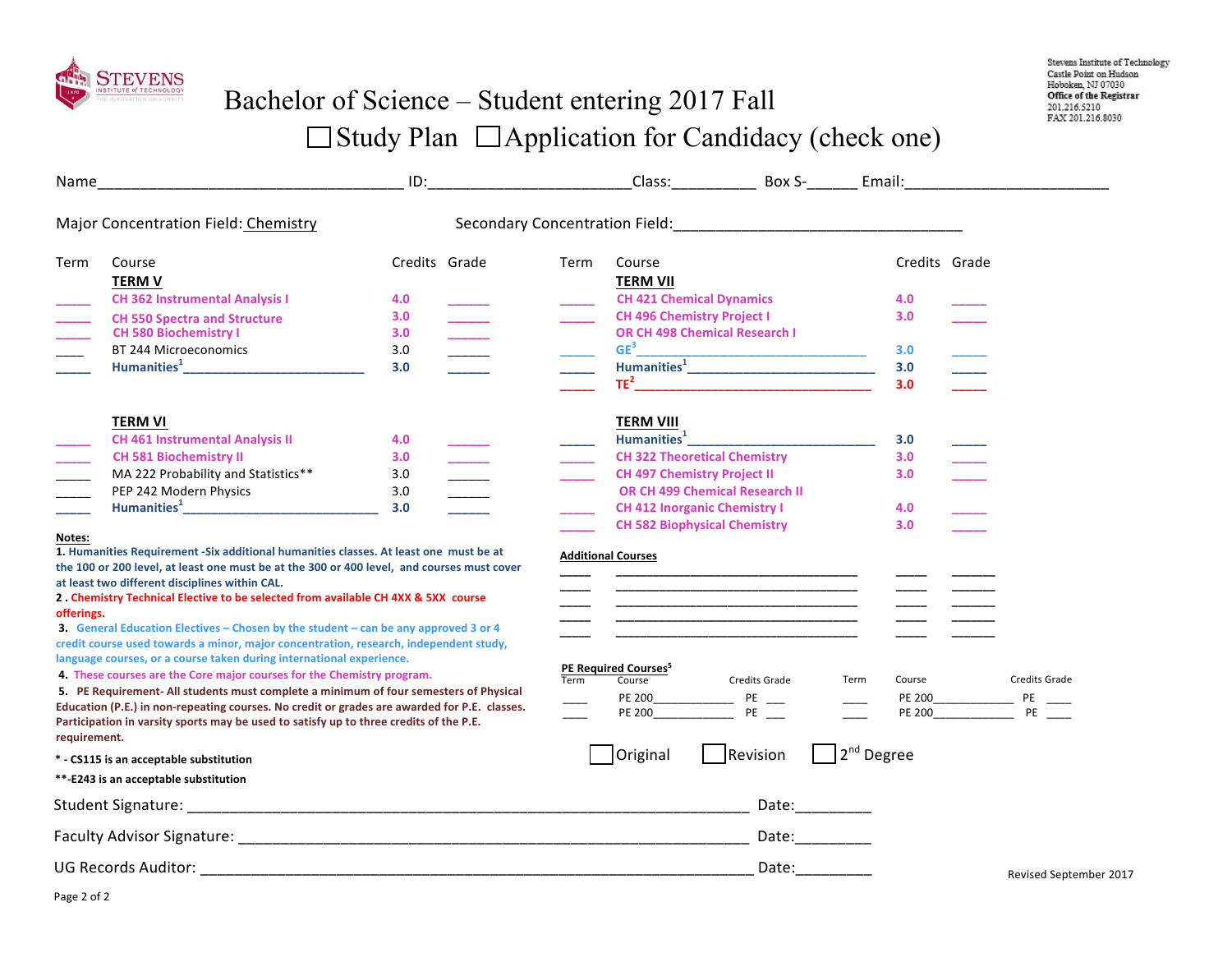Stevens Institute of Technology
Castle Point on Hudson
Hoboken, NJ 07030
**Office of the Registrar**
201.216.5210
FAX 201.216.8030

# Bachelor of Science – Student entering 2017 Fall

☐ Study Plan ☐ Application for Candidacy (check one)

Name____________________________________ ID:________________________ Class:__________ Box S-______ Email:________________________

Major Concentration Field: Chemistry Secondary Concentration Field:__________________________________

| Term | Course | Credits | Grade |
|---|---|---|---|
| | **TERM V** | | |
| _____ | CH 362 Instrumental Analysis I | 4.0 | ______ |
| _____ | CH 550 Spectra and Structure | 3.0 | ______ |
| _____ | CH 580 Biochemistry I | 3.0 | ______ |
| ____ | BT 244 Microeconomics | 3.0 | ______ |
| _____ | Humanities[1]__________________________ | 3.0 | ______ |
| | **TERM VI** | | |
| _____ | CH 461 Instrumental Analysis II | 4.0 | ______ |
| _____ | CH 581 Biochemistry II | 3.0 | ______ |
| _____ | MA 222 Probability and Statistics** | 3.0 | ______ |
| _____ | PEP 242 Modern Physics | 3.0 | ______ |
| _____ | Humanities[1]__________________________ | 3.0 | ______ |

| Term | Course | Credits | Grade |
|---|---|---|---|
| | **TERM VII** | | |
| _____ | CH 421 Chemical Dynamics | 4.0 | _____ |
| _____ | CH 496 Chemistry Project I OR CH 498 Chemical Research I | 3.0 | _____ |
| _____ | GE[3]__________________________ | 3.0 | _____ |
| _____ | Humanities[1]__________________________ | 3.0 | _____ |
| _____ | TE[2]__________________________ | 3.0 | _____ |
| | **TERM VIII** | | |
| _____ | Humanities[1]__________________________ | 3.0 | _____ |
| _____ | CH 322 Theoretical Chemistry | 3.0 | _____ |
| _____ | CH 497 Chemistry Project II OR CH 499 Chemical Research II | 3.0 | _____ |
| _____ | CH 412 Inorganic Chemistry I | 4.0 | _____ |
| _____ | CH 582 Biophysical Chemistry | 3.0 | _____ |

**Notes:**

1. Humanities Requirement -Six additional humanities classes. At least one must be at the 100 or 200 level, at least one must be at the 300 or 400 level, and courses must cover at least two different disciplines within CAL.
2. Chemistry Technical Elective to be selected from available CH 4XX & 5XX course offerings.
3. General Education Electives – Chosen by the student – can be any approved 3 or 4 credit course used towards a minor, major concentration, research, independent study, language courses, or a course taken during international experience.
4. These courses are the Core major courses for the Chemistry program.
5. PE Requirement- All students must complete a minimum of four semesters of Physical Education (P.E.) in non-repeating courses. No credit or grades are awarded for P.E. classes. Participation in varsity sports may be used to satisfy up to three credits of the P.E. requirement.

\* - CS115 is an acceptable substitution

\**-E243 is an acceptable substitution

**Additional Courses**

| Term | Course | Credits | Grade |
|---|---|---|---|
| ____ | ________________________________ | ____ | ______ |
| ____ | ________________________________ | ____ | ______ |
| ____ | ________________________________ | ____ | ______ |
| ____ | ________________________________ | ____ | ______ |
| ____ | ________________________________ | ____ | ______ |

**PE Required Courses[5]**

| Term | Course | Credits | Grade | Term | Course | Credits | Grade |
|---|---|---|---|---|---|---|---|
| ____ | PE 200____________ | PE | ___ | ____ | PE 200____________ | PE | ____ |
| ____ | PE 200____________ | PE | ___ | ____ | PE 200____________ | PE | ____ |

☐ Original ☐ Revision ☐ 2nd Degree

Student Signature: ____________________________________________ Date:_________

Faculty Advisor Signature: ______________________________________ Date:_________

UG Records Auditor: ___________________________________________ Date:_________

Revised September 2017